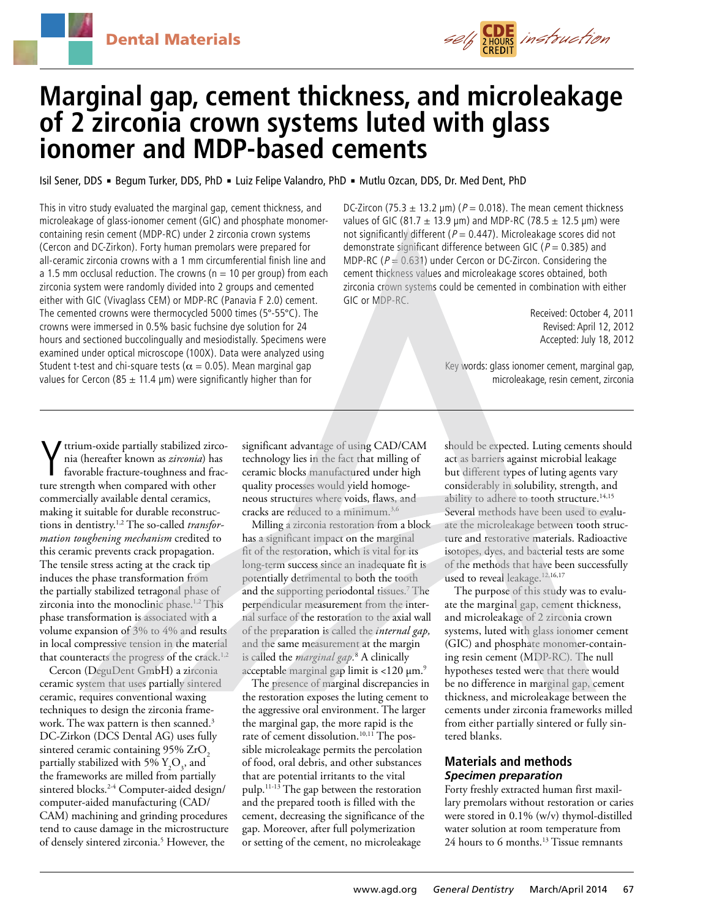Dental Materials

self CDE 2 HOURS CREDIT instruction

# Marginal gap, cement thickness, and microleakage of 2 zirconia crown systems luted with glass ionomer and MDP-based cements

Isil Sener, DDS ▪ Begum Turker, DDS, PhD ▪ Luiz Felipe Valandro, PhD ▪ Mutlu Ozcan, DDS, Dr. Med Dent, PhD

This in vitro study evaluated the marginal gap, cement thickness, and microleakage of glass-ionomer cement (GIC) and phosphate monomer-containing resin cement (MDP-RC) under 2 zirconia crown systems (Cercon and DC-Zirkon). Forty human premolars were prepared for all-ceramic zirconia crowns with a 1 mm circumferential finish line and a 1.5 mm occlusal reduction. The crowns (n = 10 per group) from each zirconia system were randomly divided into 2 groups and cemented either with GIC (Vivaglass CEM) or MDP-RC (Panavia F 2.0) cement. The cemented crowns were thermocycled 5000 times (5°-55°C). The crowns were immersed in 0.5% basic fuchsine dye solution for 24 hours and sectioned buccolingually and mesiodistally. Specimens were examined under optical microscope (100X). Data were analyzed using Student t-test and chi-square tests ($\alpha = 0.05$). Mean marginal gap values for Cercon (85 ± 11.4 µm) were significantly higher than for DC-Zircon (75.3 ± 13.2 µm) ($P = 0.018$). The mean cement thickness values of GIC (81.7 ± 13.9 µm) and MDP-RC (78.5 ± 12.5 µm) were not significantly different ($P = 0.447$). Microleakage scores did not demonstrate significant difference between GIC ($P = 0.385$) and MDP-RC ($P = 0.631$) under Cercon or DC-Zircon. Considering the cement thickness values and microleakage scores obtained, both zirconia crown systems could be cemented in combination with either GIC or MDP-RC.

Received: October 4, 2011
Revised: April 12, 2012
Accepted: July 18, 2012

Key words: glass ionomer cement, marginal gap, microleakage, resin cement, zirconia

Yttrium-oxide partially stabilized zirconia (hereafter known as *zirconia*) has favorable fracture-toughness and fracture strength when compared with other commercially available dental ceramics, making it suitable for durable reconstructions in dentistry.[1,2] The so-called *transformation toughening mechanism* credited to this ceramic prevents crack propagation. The tensile stress acting at the crack tip induces the phase transformation from the partially stabilized tetragonal phase of zirconia into the monoclinic phase.[1,2] This phase transformation is associated with a volume expansion of 3% to 4% and results in local compressive tension in the material that counteracts the progress of the crack.[1,2]

Cercon (DeguDent GmbH) a zirconia ceramic system that uses partially sintered ceramic, requires conventional waxing techniques to design the zirconia framework. The wax pattern is then scanned.[3] DC-Zirkon (DCS Dental AG) uses fully sintered ceramic containing 95% $ZrO_2$ partially stabilized with 5% $Y_2O_3$, and the frameworks are milled from partially sintered blocks.[2-4] Computer-aided design/computer-aided manufacturing (CAD/CAM) machining and grinding procedures tend to cause damage in the microstructure of densely sintered zirconia.[5] However, the significant advantage of using CAD/CAM technology lies in the fact that milling of ceramic blocks manufactured under high quality processes would yield homogeneous structures where voids, flaws, and cracks are reduced to a minimum.[3,6]

Milling a zirconia restoration from a block has a significant impact on the marginal fit of the restoration, which is vital for its long-term success since an inadequate fit is potentially detrimental to both the tooth and the supporting periodontal tissues.[7] The perpendicular measurement from the internal surface of the restoration to the axial wall of the preparation is called the *internal gap*, and the same measurement at the margin is called the *marginal gap*.[8] A clinically acceptable marginal gap limit is <120 µm.[9]

The presence of marginal discrepancies in the restoration exposes the luting cement to the aggressive oral environment. The larger the marginal gap, the more rapid is the rate of cement dissolution.[10,11] The possible microleakage permits the percolation of food, oral debris, and other substances that are potential irritants to the vital pulp.[11-13] The gap between the restoration and the prepared tooth is filled with the cement, decreasing the significance of the gap. Moreover, after full polymerization or setting of the cement, no microleakage should be expected. Luting cements should act as barriers against microbial leakage but different types of luting agents vary considerably in solubility, strength, and ability to adhere to tooth structure.[14,15] Several methods have been used to evaluate the microleakage between tooth structure and restorative materials. Radioactive isotopes, dyes, and bacterial tests are some of the methods that have been successfully used to reveal leakage.[12,16,17]

The purpose of this study was to evaluate the marginal gap, cement thickness, and microleakage of 2 zirconia crown systems, luted with glass ionomer cement (GIC) and phosphate monomer-containing resin cement (MDP-RC). The null hypotheses tested were that there would be no difference in marginal gap, cement thickness, and microleakage between the cements under zirconia frameworks milled from either partially sintered or fully sintered blanks.

## Materials and methods

### *Specimen preparation*

Forty freshly extracted human first maxillary premolars without restoration or caries were stored in 0.1% (w/v) thymol-distilled water solution at room temperature from 24 hours to 6 months.[13] Tissue remnants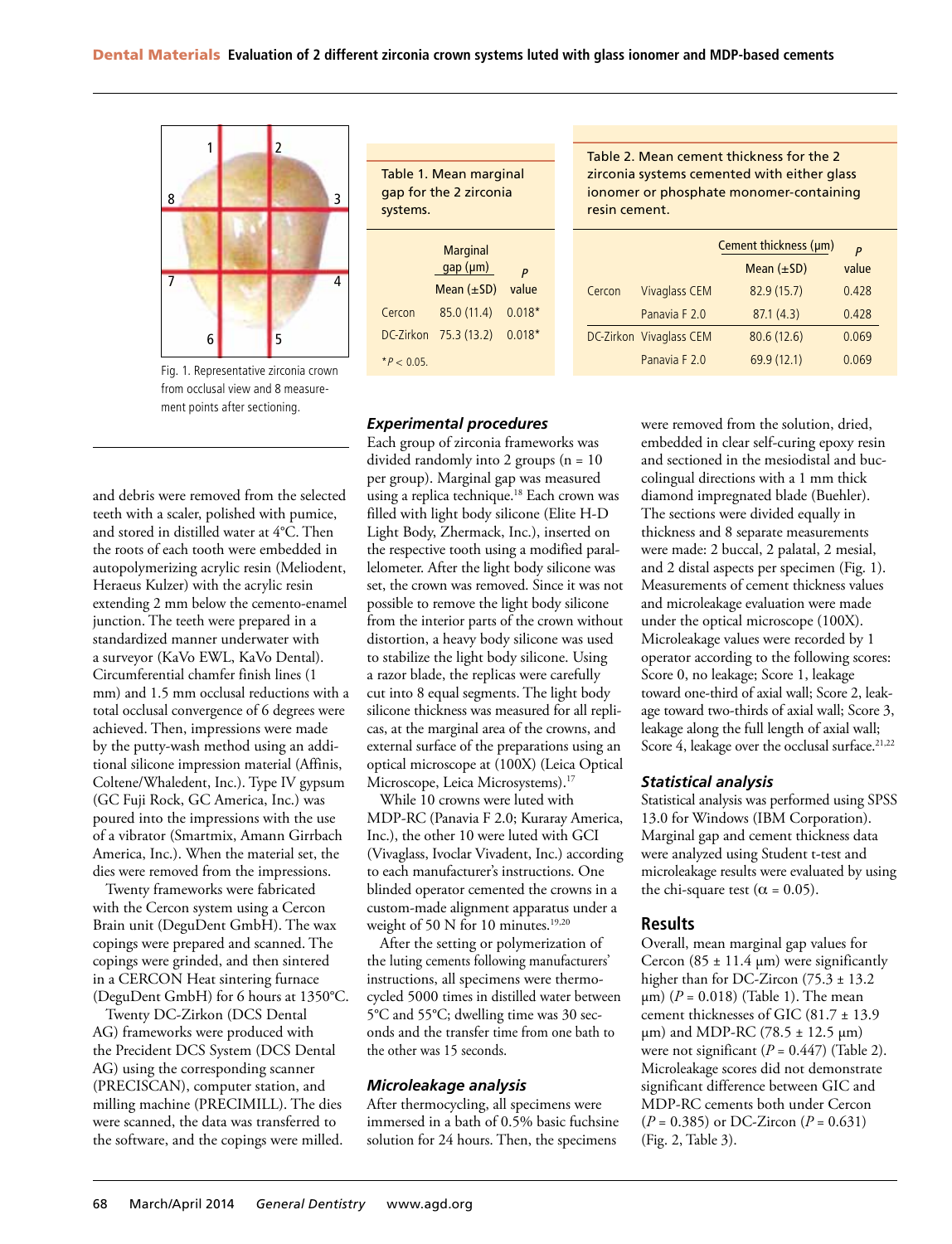Fig. 1. Representative zirconia crown from occlusal view and 8 measurement points after sectioning.

Table 1. Mean marginal gap for the 2 zirconia systems.

| | Marginal gap (µm) | P value |
|---|---|---|
| | Mean (±SD) | |
| Cercon | 85.0 (11.4) | 0.018* |
| DC-Zirkon | 75.3 (13.2) | 0.018* |

*$P < 0.05$.

Table 2. Mean cement thickness for the 2 zirconia systems cemented with either glass ionomer or phosphate monomer-containing resin cement.

| | | Cement thickness (µm) | P value |
|---|---|---|---|
| | | Mean (±SD) | |
| Cercon | Vivaglass CEM | 82.9 (15.7) | 0.428 |
| | Panavia F 2.0 | 87.1 (4.3) | 0.428 |
| DC-Zirkon | Vivaglass CEM | 80.6 (12.6) | 0.069 |
| | Panavia F 2.0 | 69.9 (12.1) | 0.069 |

and debris were removed from the selected teeth with a scaler, polished with pumice, and stored in distilled water at 4°C. Then the roots of each tooth were embedded in autopolymerizing acrylic resin (Meliodent, Heraeus Kulzer) with the acrylic resin extending 2 mm below the cemento-enamel junction. The teeth were prepared in a standardized manner underwater with a surveyor (KaVo EWL, KaVo Dental). Circumferential chamfer finish lines (1 mm) and 1.5 mm occlusal reductions with a total occlusal convergence of 6 degrees were achieved. Then, impressions were made by the putty-wash method using an additional silicone impression material (Affinis, Coltene/Whaledent, Inc.). Type IV gypsum (GC Fuji Rock, GC America, Inc.) was poured into the impressions with the use of a vibrator (Smartmix, Amann Girrbach America, Inc.). When the material set, the dies were removed from the impressions.

Twenty frameworks were fabricated with the Cercon system using a Cercon Brain unit (DeguDent GmbH). The wax copings were prepared and scanned. The copings were grinded, and then sintered in a CERCON Heat sintering furnace (DeguDent GmbH) for 6 hours at 1350°C.

Twenty DC-Zirkon (DCS Dental AG) frameworks were produced with the President DCS System (DCS Dental AG) using the corresponding scanner (PRECISCAN), computer station, and milling machine (PRECIMILL). The dies were scanned, the data was transferred to the software, and the copings were milled.

### *Experimental procedures*

Each group of zirconia frameworks was divided randomly into 2 groups (n = 10 per group). Marginal gap was measured using a replica technique.[18] Each crown was filled with light body silicone (Elite H-D Light Body, Zhermack, Inc.), inserted on the respective tooth using a modified parallelometer. After the light body silicone was set, the crown was removed. Since it was not possible to remove the light body silicone from the interior parts of the crown without distortion, a heavy body silicone was used to stabilize the light body silicone. Using a razor blade, the replicas were carefully cut into 8 equal segments. The light body silicone thickness was measured for all replicas, at the marginal area of the crowns, and external surface of the preparations using an optical microscope at (100X) (Leica Optical Microscope, Leica Microsystems).[17]

While 10 crowns were luted with MDP-RC (Panavia F 2.0; Kuraray America, Inc.), the other 10 were luted with GCI (Vivaglass, Ivoclar Vivadent, Inc.) according to each manufacturer's instructions. One blinded operator cemented the crowns in a custom-made alignment apparatus under a weight of 50 N for 10 minutes.[19,20]

After the setting or polymerization of the luting cements following manufacturers' instructions, all specimens were thermocycled 5000 times in distilled water between 5°C and 55°C; dwelling time was 30 seconds and the transfer time from one bath to the other was 15 seconds.

### *Microleakage analysis*

After thermocycling, all specimens were immersed in a bath of 0.5% basic fuchsine solution for 24 hours. Then, the specimens were removed from the solution, dried, embedded in clear self-curing epoxy resin and sectioned in the mesiodistal and buccolingual directions with a 1 mm thick diamond impregnated blade (Buehler). The sections were divided equally in thickness and 8 separate measurements were made: 2 buccal, 2 palatal, 2 mesial, and 2 distal aspects per specimen (Fig. 1). Measurements of cement thickness values and microleakage evaluation were made under the optical microscope (100X). Microleakage values were recorded by 1 operator according to the following scores: Score 0, no leakage; Score 1, leakage toward one-third of axial wall; Score 2, leakage toward two-thirds of axial wall; Score 3, leakage along the full length of axial wall; Score 4, leakage over the occlusal surface.[21,22]

### *Statistical analysis*

Statistical analysis was performed using SPSS 13.0 for Windows (IBM Corporation). Marginal gap and cement thickness data were analyzed using Student t-test and microleakage results were evaluated by using the chi-square test ($\alpha = 0.05$).

## Results

Overall, mean marginal gap values for Cercon (85 ± 11.4 µm) were significantly higher than for DC-Zircon (75.3 ± 13.2 µm) ($P = 0.018$) (Table 1). The mean cement thicknesses of GIC (81.7 ± 13.9 µm) and MDP-RC (78.5 ± 12.5 µm) were not significant ($P = 0.447$) (Table 2). Microleakage scores did not demonstrate significant difference between GIC and MDP-RC cements both under Cercon ($P = 0.385$) or DC-Zircon ($P = 0.631$) (Fig. 2, Table 3).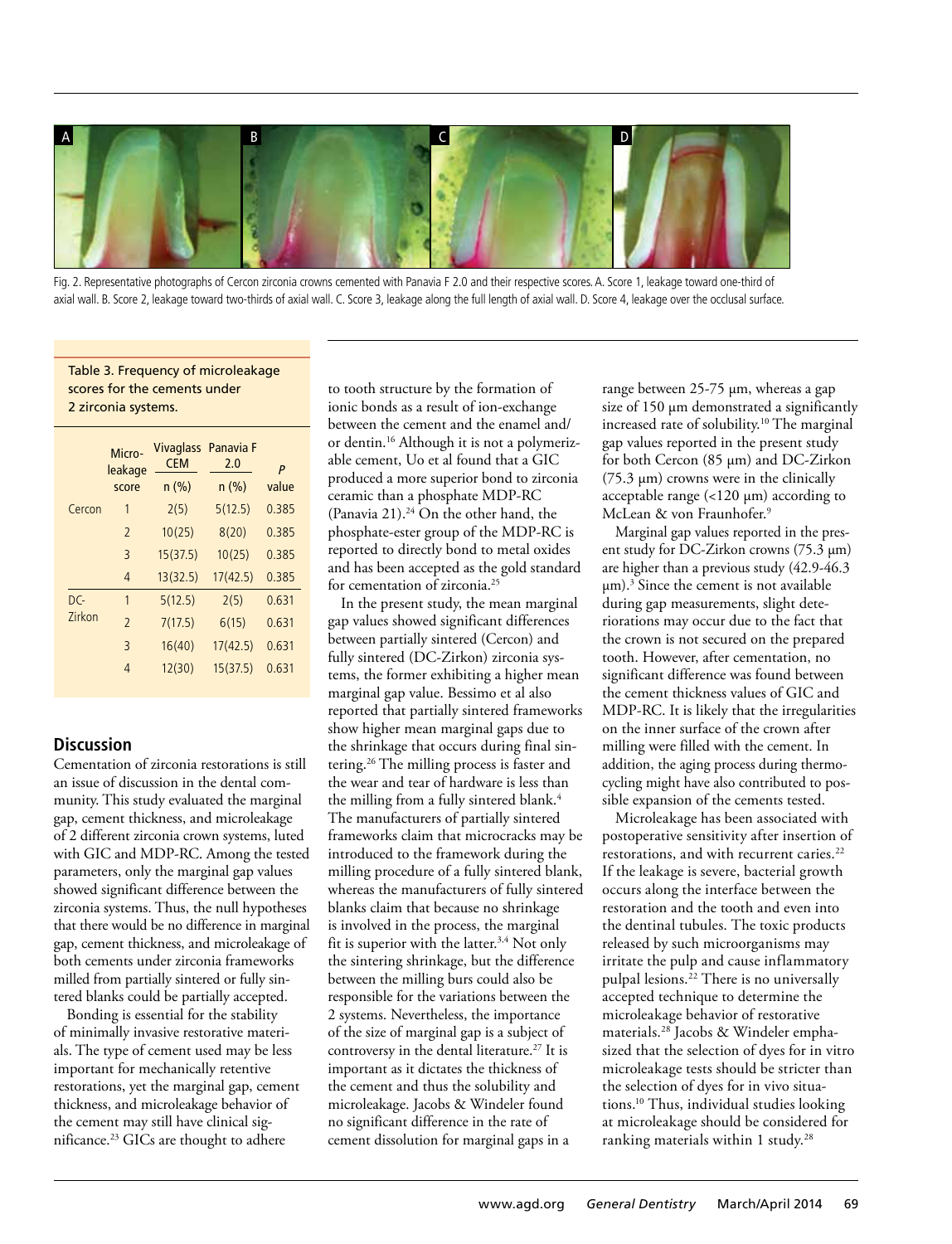Fig. 2. Representative photographs of Cercon zirconia crowns cemented with Panavia F 2.0 and their respective scores. A. Score 1, leakage toward one-third of axial wall. B. Score 2, leakage toward two-thirds of axial wall. C. Score 3, leakage along the full length of axial wall. D. Score 4, leakage over the occlusal surface.

Table 3. Frequency of microleakage scores for the cements under 2 zirconia systems.

| | Micro-leakage score | Vivaglass CEM n (%) | Panavia F 2.0 n (%) | *P* value |
|---|---|---|---|---|
| Cercon | 1 | 2(5) | 5(12.5) | 0.385 |
| | 2 | 10(25) | 8(20) | 0.385 |
| | 3 | 15(37.5) | 10(25) | 0.385 |
| | 4 | 13(32.5) | 17(42.5) | 0.385 |
| DC-Zirkon | 1 | 5(12.5) | 2(5) | 0.631 |
| | 2 | 7(17.5) | 6(15) | 0.631 |
| | 3 | 16(40) | 17(42.5) | 0.631 |
| | 4 | 12(30) | 15(37.5) | 0.631 |

## Discussion

Cementation of zirconia restorations is still an issue of discussion in the dental community. This study evaluated the marginal gap, cement thickness, and microleakage of 2 different zirconia crown systems, luted with GIC and MDP-RC. Among the tested parameters, only the marginal gap values showed significant difference between the zirconia systems. Thus, the null hypotheses that there would be no difference in marginal gap, cement thickness, and microleakage of both cements under zirconia frameworks milled from partially sintered or fully sintered blanks could be partially accepted.

Bonding is essential for the stability of minimally invasive restorative materials. The type of cement used may be less important for mechanically retentive restorations, yet the marginal gap, cement thickness, and microleakage behavior of the cement may still have clinical significance.[23] GICs are thought to adhere to tooth structure by the formation of ionic bonds as a result of ion-exchange between the cement and the enamel and/or dentin.[16] Although it is not a polymerizable cement, Uo et al found that a GIC produced a more superior bond to zirconia ceramic than a phosphate MDP-RC (Panavia 21).[24] On the other hand, the phosphate-ester group of the MDP-RC is reported to directly bond to metal oxides and has been accepted as the gold standard for cementation of zirconia.[25]

In the present study, the mean marginal gap values showed significant differences between partially sintered (Cercon) and fully sintered (DC-Zirkon) zirconia systems, the former exhibiting a higher mean marginal gap value. Bessimo et al also reported that partially sintered frameworks show higher mean marginal gaps due to the shrinkage that occurs during final sintering.[26] The milling process is faster and the wear and tear of hardware is less than the milling from a fully sintered blank.[4] The manufacturers of partially sintered frameworks claim that microcracks may be introduced to the framework during the milling procedure of a fully sintered blank, whereas the manufacturers of fully sintered blanks claim that because no shrinkage is involved in the process, the marginal fit is superior with the latter.[3,4] Not only the sintering shrinkage, but the difference between the milling burs could also be responsible for the variations between the 2 systems. Nevertheless, the importance of the size of marginal gap is a subject of controversy in the dental literature.[27] It is important as it dictates the thickness of the cement and thus the solubility and microleakage. Jacobs & Windeler found no significant difference in the rate of cement dissolution for marginal gaps in a range between 25-75 µm, whereas a gap size of 150 µm demonstrated a significantly increased rate of solubility.[10] The marginal gap values reported in the present study for both Cercon (85 µm) and DC-Zirkon (75.3 µm) crowns were in the clinically acceptable range (<120 µm) according to McLean & von Fraunhofer.[9]

Marginal gap values reported in the present study for DC-Zirkon crowns (75.3 µm) are higher than a previous study (42.9-46.3 µm).[3] Since the cement is not available during gap measurements, slight deteriorations may occur due to the fact that the crown is not secured on the prepared tooth. However, after cementation, no significant difference was found between the cement thickness values of GIC and MDP-RC. It is likely that the irregularities on the inner surface of the crown after milling were filled with the cement. In addition, the aging process during thermocycling might have also contributed to possible expansion of the cements tested.

Microleakage has been associated with postoperative sensitivity after insertion of restorations, and with recurrent caries.[22] If the leakage is severe, bacterial growth occurs along the interface between the restoration and the tooth and even into the dentinal tubules. The toxic products released by such microorganisms may irritate the pulp and cause inflammatory pulpal lesions.[22] There is no universally accepted technique to determine the microleakage behavior of restorative materials.[28] Jacobs & Windeler emphasized that the selection of dyes for in vitro microleakage tests should be stricter than the selection of dyes for in vivo situations.[10] Thus, individual studies looking at microleakage should be considered for ranking materials within 1 study.[28]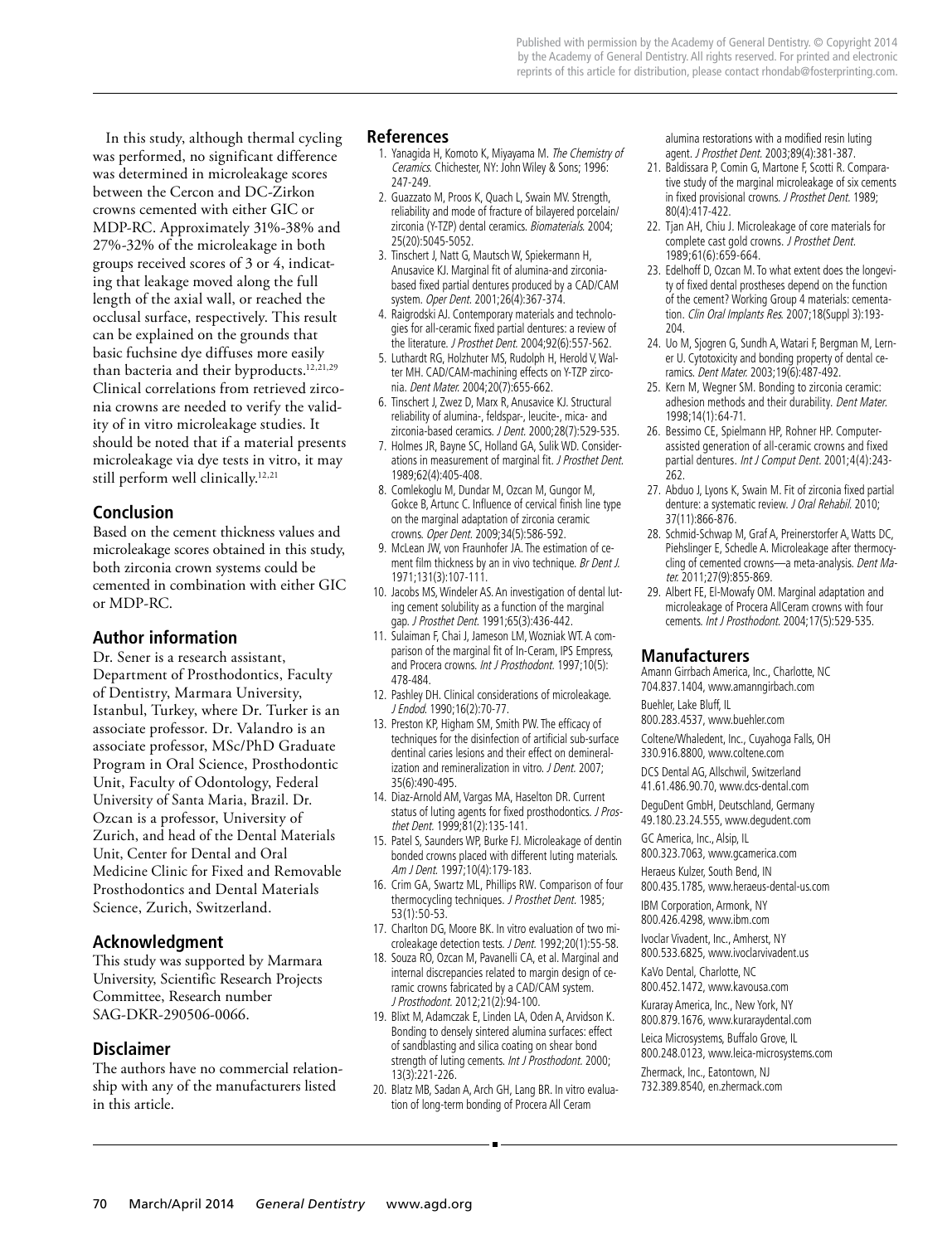In this study, although thermal cycling was performed, no significant difference was determined in microleakage scores between the Cercon and DC-Zirkon crowns cemented with either GIC or MDP-RC. Approximately 31%-38% and 27%-32% of the microleakage in both groups received scores of 3 or 4, indicating that leakage moved along the full length of the axial wall, or reached the occlusal surface, respectively. This result can be explained on the grounds that basic fuchsine dye diffuses more easily than bacteria and their byproducts.[12,21,29] Clinical correlations from retrieved zirconia crowns are needed to verify the validity of in vitro microleakage studies. It should be noted that if a material presents microleakage via dye tests in vitro, it may still perform well clinically.[12,21]

## Conclusion

Based on the cement thickness values and microleakage scores obtained in this study, both zirconia crown systems could be cemented in combination with either GIC or MDP-RC.

## Author information

Dr. Sener is a research assistant, Department of Prosthodontics, Faculty of Dentistry, Marmara University, Istanbul, Turkey, where Dr. Turker is an associate professor. Dr. Valandro is an associate professor, MSc/PhD Graduate Program in Oral Science, Prosthodontic Unit, Faculty of Odontology, Federal University of Santa Maria, Brazil. Dr. Ozcan is a professor, University of Zurich, and head of the Dental Materials Unit, Center for Dental and Oral Medicine Clinic for Fixed and Removable Prosthodontics and Dental Materials Science, Zurich, Switzerland.

## Acknowledgment

This study was supported by Marmara University, Scientific Research Projects Committee, Research number SAG-DKR-290506-0066.

## Disclaimer

The authors have no commercial relationship with any of the manufacturers listed in this article.

## References

1. Yanagida H, Komoto K, Miyayama M. *The Chemistry of Ceramics*. Chichester, NY: John Wiley & Sons; 1996: 247-249.
2. Guazzato M, Proos K, Quach L, Swain MV. Strength, reliability and mode of fracture of bilayered porcelain/zirconia (Y-TZP) dental ceramics. *Biomaterials.* 2004; 25(20):5045-5052.
3. Tinschert J, Natt G, Mautsch W, Spiekermann H, Anusavice KJ. Marginal fit of alumina-and zirconia-based fixed partial dentures produced by a CAD/CAM system. *Oper Dent.* 2001;26(4):367-374.
4. Raigrodski AJ. Contemporary materials and technologies for all-ceramic fixed partial dentures: a review of the literature. *J Prosthet Dent.* 2004;92(6):557-562.
5. Luthardt RG, Holzhuter MS, Rudolph H, Herold V, Walter MH. CAD/CAM-machining effects on Y-TZP zirconia. *Dent Mater.* 2004;20(7):655-662.
6. Tinschert J, Zwez D, Marx R, Anusavice KJ. Structural reliability of alumina-, feldspar-, leucite-, mica- and zirconia-based ceramics. *J Dent.* 2000;28(7):529-535.
7. Holmes JR, Bayne SC, Holland GA, Sulik WD. Considerations in measurement of marginal fit. *J Prosthet Dent.* 1989;62(4):405-408.
8. Comlekoglu M, Dundar M, Ozcan M, Gungor M, Gokce B, Artunc C. Influence of cervical finish line type on the marginal adaptation of zirconia ceramic crowns. *Oper Dent.* 2009;34(5):586-592.
9. McLean JW, von Fraunhofer JA. The estimation of cement film thickness by an in vivo technique. *Br Dent J.* 1971;131(3):107-111.
10. Jacobs MS, Windeler AS. An investigation of dental luting cement solubility as a function of the marginal gap. *J Prosthet Dent.* 1991;65(3):436-442.
11. Sulaiman F, Chai J, Jameson LM, Wozniak WT. A comparison of the marginal fit of In-Ceram, IPS Empress, and Procera crowns. *Int J Prosthodont.* 1997;10(5): 478-484.
12. Pashley DH. Clinical considerations of microleakage. *J Endod.* 1990;16(2):70-77.
13. Preston KP, Higham SM, Smith PW. The efficacy of techniques for the disinfection of artificial sub-surface dentinal caries lesions and their effect on demineralization and remineralization in vitro. *J Dent.* 2007; 35(6):490-495.
14. Diaz-Arnold AM, Vargas MA, Haselton DR. Current status of luting agents for fixed prosthodontics. *J Prosthet Dent.* 1999;81(2):135-141.
15. Patel S, Saunders WP, Burke FJ. Microleakage of dentin bonded crowns placed with different luting materials. *Am J Dent.* 1997;10(4):179-183.
16. Crim GA, Swartz ML, Phillips RW. Comparison of four thermocycling techniques. *J Prosthet Dent.* 1985; 53(1):50-53.
17. Charlton DG, Moore BK. In vitro evaluation of two microleakage detection tests. *J Dent.* 1992;20(1):55-58.
18. Souza RO, Ozcan M, Pavanelli CA, et al. Marginal and internal discrepancies related to margin design of ceramic crowns fabricated by a CAD/CAM system. *J Prosthodont.* 2012;21(2):94-100.
19. Blixt M, Adamczak E, Linden LA, Oden A, Arvidson K. Bonding to densely sintered alumina surfaces: effect of sandblasting and silica coating on shear bond strength of luting cements. *Int J Prosthodont.* 2000; 13(3):221-226.
20. Blatz MB, Sadan A, Arch GH, Lang BR. In vitro evaluation of long-term bonding of Procera All Ceram alumina restorations with a modified resin luting agent. *J Prosthet Dent.* 2003;89(4):381-387.
21. Baldissara P, Comin G, Martone F, Scotti R. Comparative study of the marginal microleakage of six cements in fixed provisional crowns. *J Prosthet Dent.* 1989; 80(4):417-422.
22. Tjan AH, Chiu J. Microleakage of core materials for complete cast gold crowns. *J Prosthet Dent.* 1989;61(6):659-664.
23. Edelhoff D, Ozcan M. To what extent does the longevity of fixed dental prostheses depend on the function of the cement? Working Group 4 materials: cementation. *Clin Oral Implants Res.* 2007;18(Suppl 3):193-204.
24. Uo M, Sjogren G, Sundh A, Watari F, Bergman M, Lerner U. Cytotoxicity and bonding property of dental ceramics. *Dent Mater.* 2003;19(6):487-492.
25. Kern M, Wegner SM. Bonding to zirconia ceramic: adhesion methods and their durability. *Dent Mater.* 1998;14(1):64-71.
26. Bessimo CE, Spielmann HP, Rohner HP. Computer-assisted generation of all-ceramic crowns and fixed partial dentures. *Int J Comput Dent.* 2001;4(4):243-262.
27. Abduo J, Lyons K, Swain M. Fit of zirconia fixed partial denture: a systematic review. *J Oral Rehabil.* 2010; 37(11):866-876.
28. Schmid-Schwap M, Graf A, Preinerstorfer A, Watts DC, Piehslinger E, Schedle A. Microleakage after thermocycling of cemented crowns—a meta-analysis. *Dent Mater.* 2011;27(9):855-869.
29. Albert FE, El-Mowafy OM. Marginal adaptation and microleakage of Procera AllCeram crowns with four cements. *Int J Prosthodont.* 2004;17(5):529-535.

## Manufacturers

Amann Girrbach America, Inc., Charlotte, NC
704.837.1404, www.amanngirbach.com

Buehler, Lake Bluff, IL
800.283.4537, www.buehler.com

Coltene/Whaledent, Inc., Cuyahoga Falls, OH
330.916.8800, www.coltene.com

DCS Dental AG, Allschwil, Switzerland
41.61.486.90.70, www.dcs-dental.com

DeguDent GmbH, Deutschland, Germany
49.180.23.24.555, www.degudent.com

GC America, Inc., Alsip, IL
800.323.7063, www.gcamerica.com

Heraeus Kulzer, South Bend, IN
800.435.1785, www.heraeus-dental-us.com

IBM Corporation, Armonk, NY
800.426.4298, www.ibm.com

Ivoclar Vivadent, Inc., Amherst, NY
800.533.6825, www.ivoclarvivadent.us

KaVo Dental, Charlotte, NC
800.452.1472, www.kavousa.com

Kuraray America, Inc., New York, NY
800.879.1676, www.kuraraydental.com

Leica Microsystems, Buffalo Grove, IL
800.248.0123, www.leica-microsystems.com

Zhermack, Inc., Eatontown, NJ
732.389.8540, en.zhermack.com